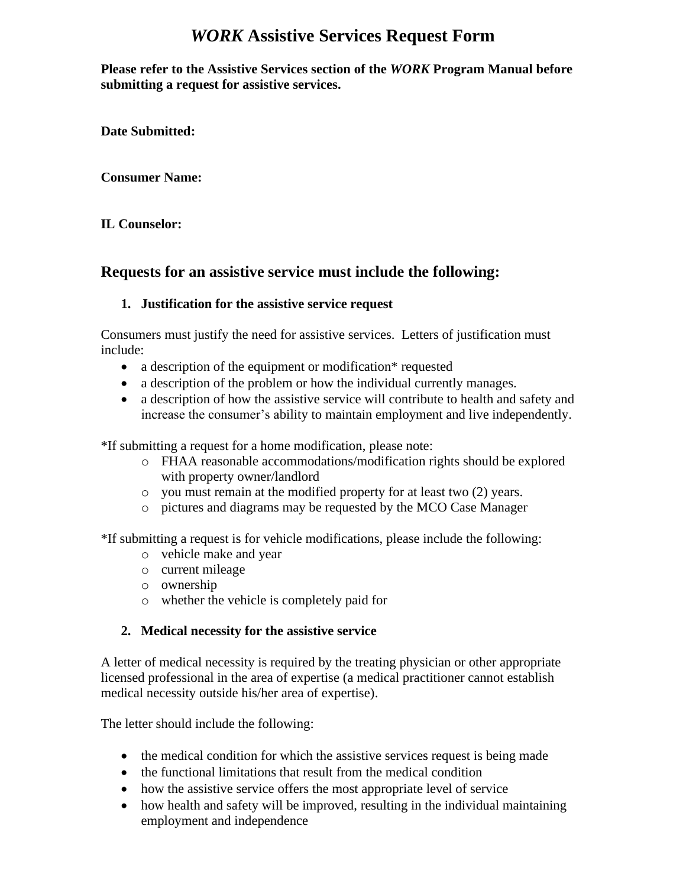# *WORK* Assistive Services Request Form

**Please refer to the Assistive Services section of the *WORK* Program Manual before submitting a request for assistive services.**

**Date Submitted:**

**Consumer Name:**

**IL Counselor:**

## Requests for an assistive service must include the following:

1. **Justification for the assistive service request**

Consumers must justify the need for assistive services. Letters of justification must include:

- a description of the equipment or modification* requested
- a description of the problem or how the individual currently manages.
- a description of how the assistive service will contribute to health and safety and increase the consumer's ability to maintain employment and live independently.

*If submitting a request for a home modification, please note:

- FHAA reasonable accommodations/modification rights should be explored with property owner/landlord
- you must remain at the modified property for at least two (2) years.
- pictures and diagrams may be requested by the MCO Case Manager

*If submitting a request is for vehicle modifications, please include the following:

- vehicle make and year
- current mileage
- ownership
- whether the vehicle is completely paid for

2. **Medical necessity for the assistive service**

A letter of medical necessity is required by the treating physician or other appropriate licensed professional in the area of expertise (a medical practitioner cannot establish medical necessity outside his/her area of expertise).

The letter should include the following:

- the medical condition for which the assistive services request is being made
- the functional limitations that result from the medical condition
- how the assistive service offers the most appropriate level of service
- how health and safety will be improved, resulting in the individual maintaining employment and independence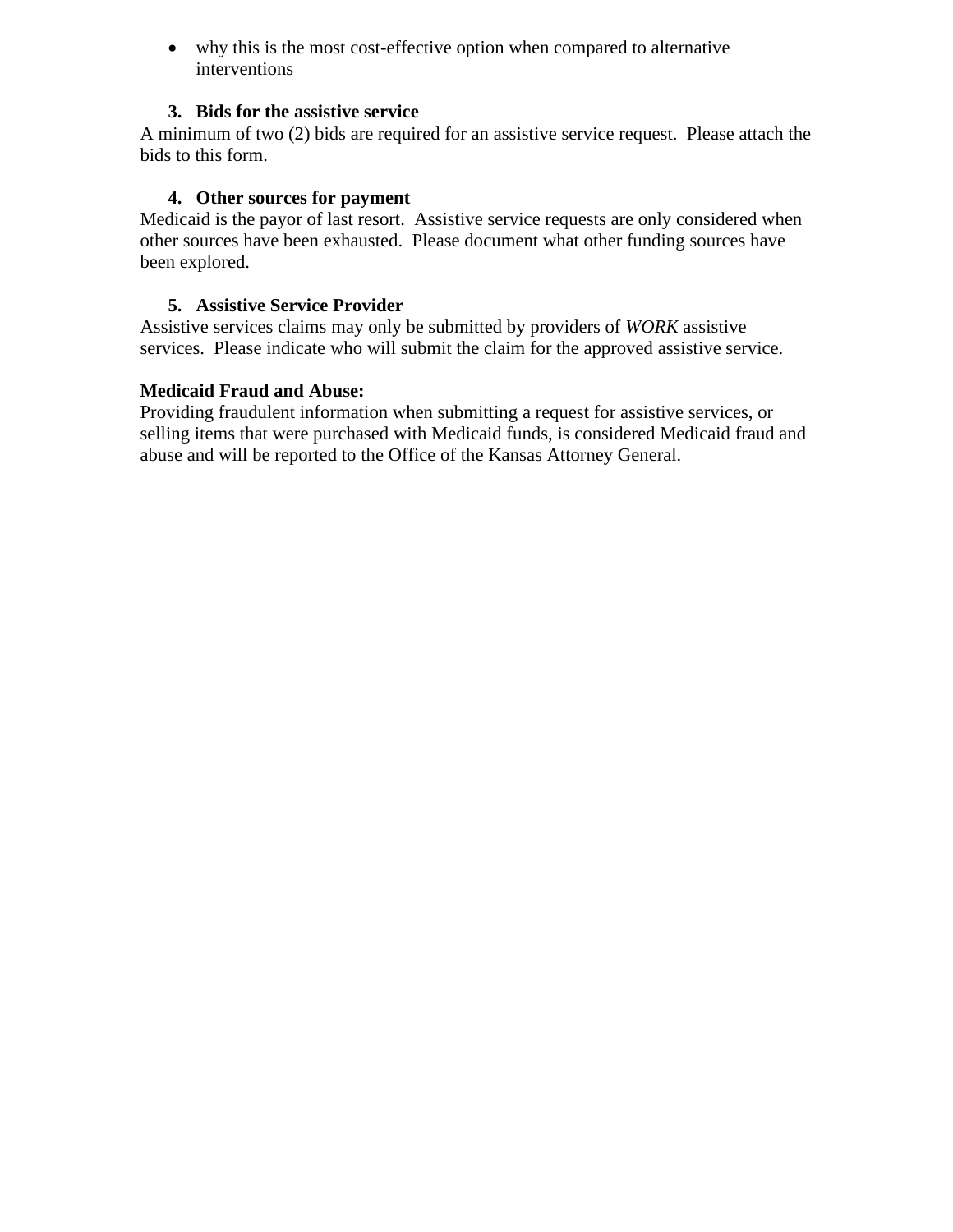- why this is the most cost-effective option when compared to alternative interventions

3. **Bids for the assistive service**

A minimum of two (2) bids are required for an assistive service request. Please attach the bids to this form.

4. **Other sources for payment**

Medicaid is the payor of last resort. Assistive service requests are only considered when other sources have been exhausted. Please document what other funding sources have been explored.

5. **Assistive Service Provider**

Assistive services claims may only be submitted by providers of *WORK* assistive services. Please indicate who will submit the claim for the approved assistive service.

**Medicaid Fraud and Abuse:**

Providing fraudulent information when submitting a request for assistive services, or selling items that were purchased with Medicaid funds, is considered Medicaid fraud and abuse and will be reported to the Office of the Kansas Attorney General.